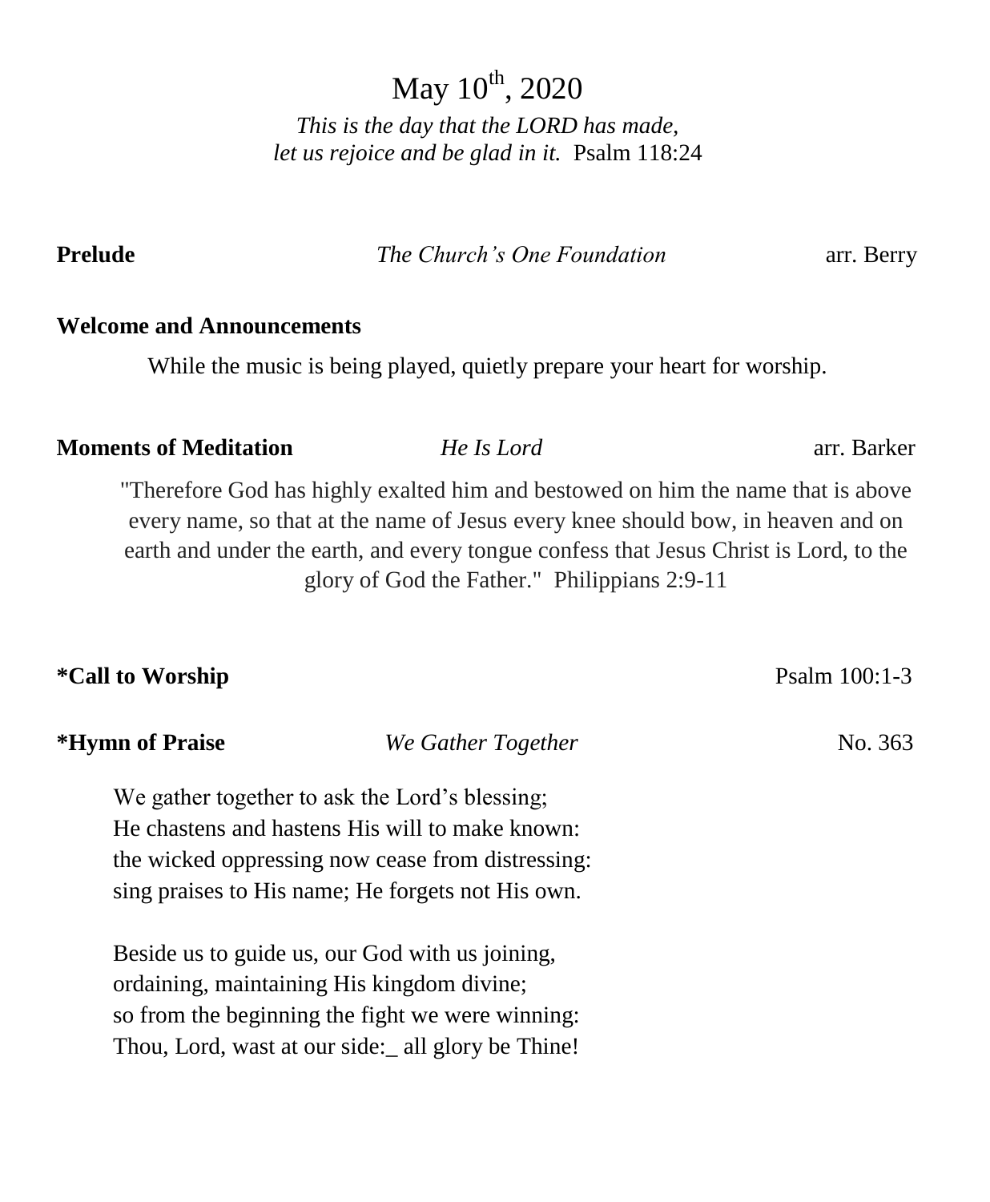# May 10th, 2020

*This is the day that the LORD has made,*
*let us rejoice and be glad in it.* Psalm 118:24

**Prelude** *The Church's One Foundation* arr. Berry

**Welcome and Announcements**

While the music is being played, quietly prepare your heart for worship.

**Moments of Meditation** *He Is Lord* arr. Barker

"Therefore God has highly exalted him and bestowed on him the name that is above every name, so that at the name of Jesus every knee should bow, in heaven and on earth and under the earth, and every tongue confess that Jesus Christ is Lord, to the glory of God the Father." Philippians 2:9-11

**\*Call to Worship** Psalm 100:1-3

**\*Hymn of Praise** *We Gather Together* No. 363

We gather together to ask the Lord's blessing;
He chastens and hastens His will to make known:
the wicked oppressing now cease from distressing:
sing praises to His name; He forgets not His own.

Beside us to guide us, our God with us joining,
ordaining, maintaining His kingdom divine;
so from the beginning the fight we were winning:
Thou, Lord, wast at our side:_ all glory be Thine!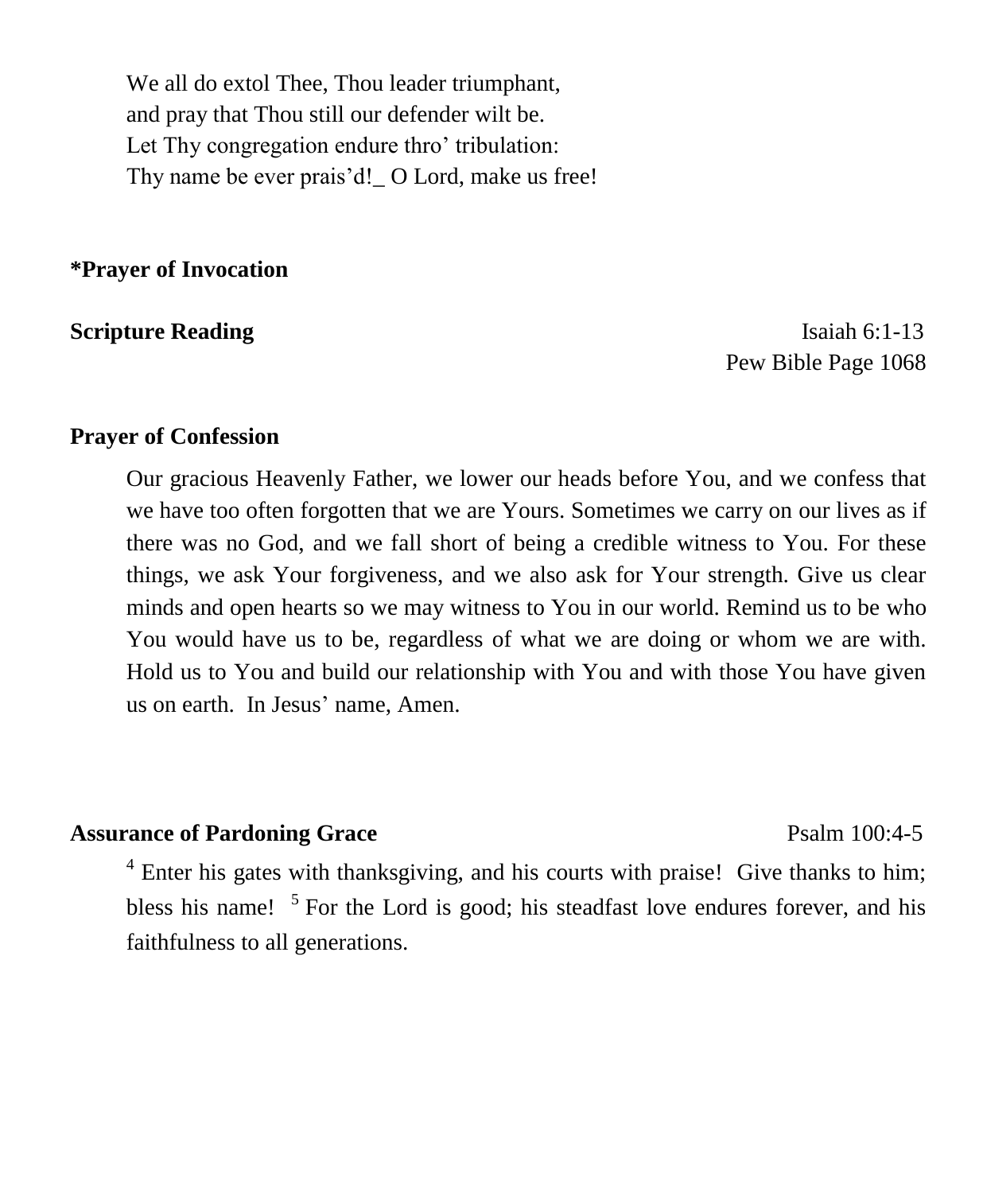We all do extol Thee, Thou leader triumphant,  
and pray that Thou still our defender wilt be.  
Let Thy congregation endure thro' tribulation:  
Thy name be ever prais'd!_ O Lord, make us free!

**\*Prayer of Invocation**

**Scripture Reading** Isaiah 6:1-13  
Pew Bible Page 1068

**Prayer of Confession**

Our gracious Heavenly Father, we lower our heads before You, and we confess that we have too often forgotten that we are Yours. Sometimes we carry on our lives as if there was no God, and we fall short of being a credible witness to You. For these things, we ask Your forgiveness, and we also ask for Your strength. Give us clear minds and open hearts so we may witness to You in our world. Remind us to be who You would have us to be, regardless of what we are doing or whom we are with. Hold us to You and build our relationship with You and with those You have given us on earth. In Jesus' name, Amen.

**Assurance of Pardoning Grace** Psalm 100:4-5

[4] Enter his gates with thanksgiving, and his courts with praise! Give thanks to him; bless his name! [5] For the Lord is good; his steadfast love endures forever, and his faithfulness to all generations.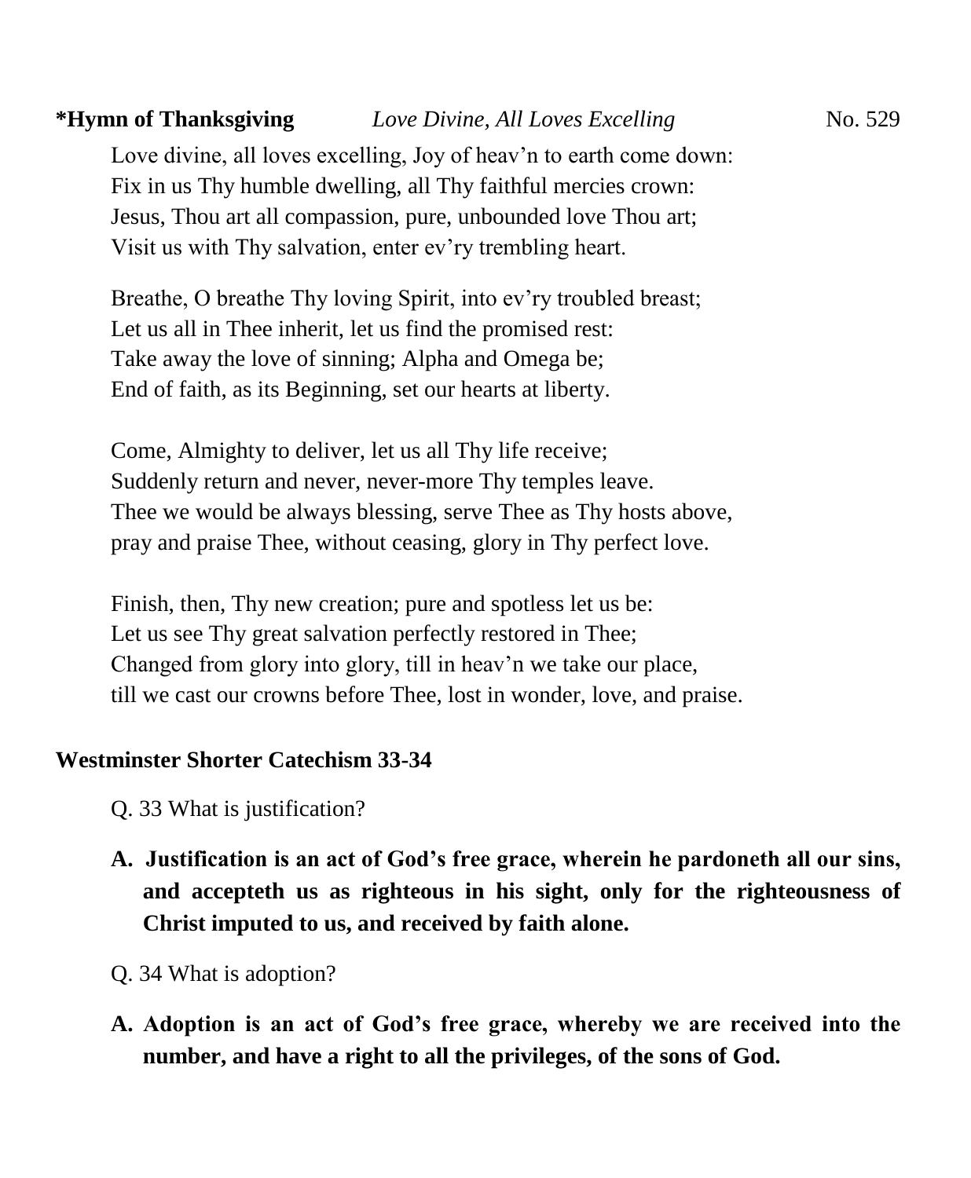**\*Hymn of Thanksgiving** *Love Divine, All Loves Excelling* No. 529

Love divine, all loves excelling, Joy of heav'n to earth come down:
Fix in us Thy humble dwelling, all Thy faithful mercies crown:
Jesus, Thou art all compassion, pure, unbounded love Thou art;
Visit us with Thy salvation, enter ev'ry trembling heart.

Breathe, O breathe Thy loving Spirit, into ev'ry troubled breast;
Let us all in Thee inherit, let us find the promised rest:
Take away the love of sinning; Alpha and Omega be;
End of faith, as its Beginning, set our hearts at liberty.

Come, Almighty to deliver, let us all Thy life receive;
Suddenly return and never, never-more Thy temples leave.
Thee we would be always blessing, serve Thee as Thy hosts above,
pray and praise Thee, without ceasing, glory in Thy perfect love.

Finish, then, Thy new creation; pure and spotless let us be:
Let us see Thy great salvation perfectly restored in Thee;
Changed from glory into glory, till in heav'n we take our place,
till we cast our crowns before Thee, lost in wonder, love, and praise.

**Westminster Shorter Catechism 33-34**

Q. 33 What is justification?

**A. Justification is an act of God's free grace, wherein he pardoneth all our sins, and accepteth us as righteous in his sight, only for the righteousness of Christ imputed to us, and received by faith alone.**

Q. 34 What is adoption?

**A. Adoption is an act of God's free grace, whereby we are received into the number, and have a right to all the privileges, of the sons of God.**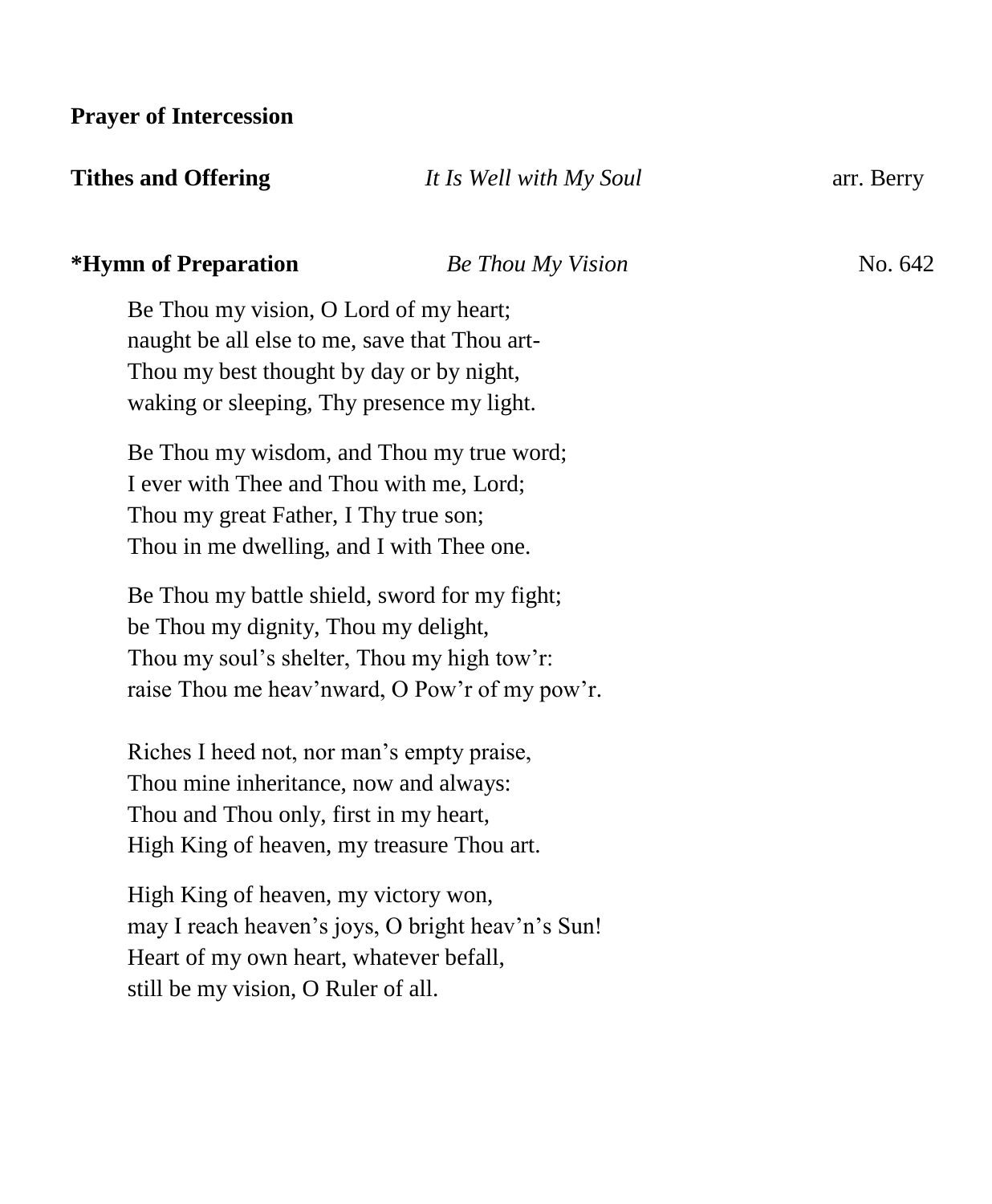**Prayer of Intercession**

**Tithes and Offering** *It Is Well with My Soul* arr. Berry

**\*Hymn of Preparation** *Be Thou My Vision* No. 642

Be Thou my vision, O Lord of my heart;  
naught be all else to me, save that Thou art-  
Thou my best thought by day or by night,  
waking or sleeping, Thy presence my light.

Be Thou my wisdom, and Thou my true word;  
I ever with Thee and Thou with me, Lord;  
Thou my great Father, I Thy true son;  
Thou in me dwelling, and I with Thee one.

Be Thou my battle shield, sword for my fight;  
be Thou my dignity, Thou my delight,  
Thou my soul's shelter, Thou my high tow'r:  
raise Thou me heav'nward, O Pow'r of my pow'r.

Riches I heed not, nor man's empty praise,  
Thou mine inheritance, now and always:  
Thou and Thou only, first in my heart,  
High King of heaven, my treasure Thou art.

High King of heaven, my victory won,  
may I reach heaven's joys, O bright heav'n's Sun!  
Heart of my own heart, whatever befall,  
still be my vision, O Ruler of all.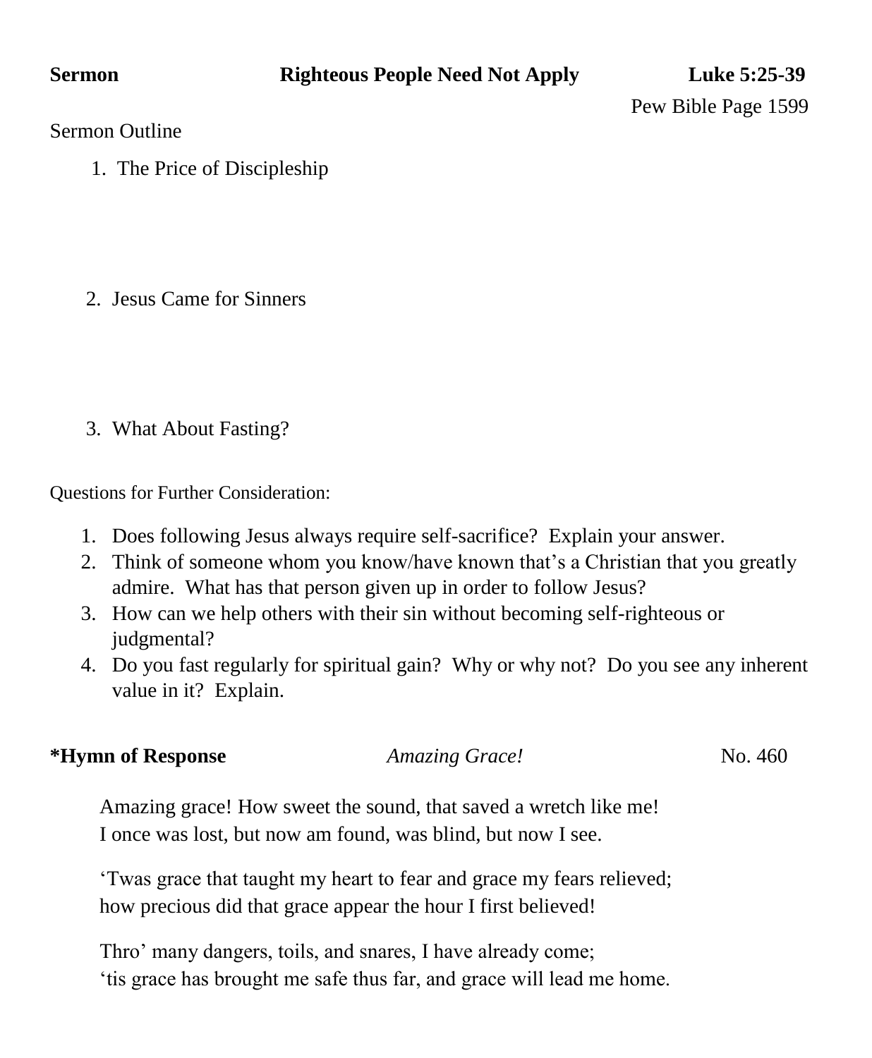**Sermon** **Righteous People Need Not Apply** **Luke 5:25-39**

Pew Bible Page 1599

Sermon Outline

1. The Price of Discipleship

2. Jesus Came for Sinners

3. What About Fasting?

Questions for Further Consideration:

1. Does following Jesus always require self-sacrifice? Explain your answer.
2. Think of someone whom you know/have known that's a Christian that you greatly admire. What has that person given up in order to follow Jesus?
3. How can we help others with their sin without becoming self-righteous or judgmental?
4. Do you fast regularly for spiritual gain? Why or why not? Do you see any inherent value in it? Explain.

**\*Hymn of Response** *Amazing Grace!* No. 460

Amazing grace! How sweet the sound, that saved a wretch like me!
I once was lost, but now am found, was blind, but now I see.

'Twas grace that taught my heart to fear and grace my fears relieved;
how precious did that grace appear the hour I first believed!

Thro' many dangers, toils, and snares, I have already come;
'tis grace has brought me safe thus far, and grace will lead me home.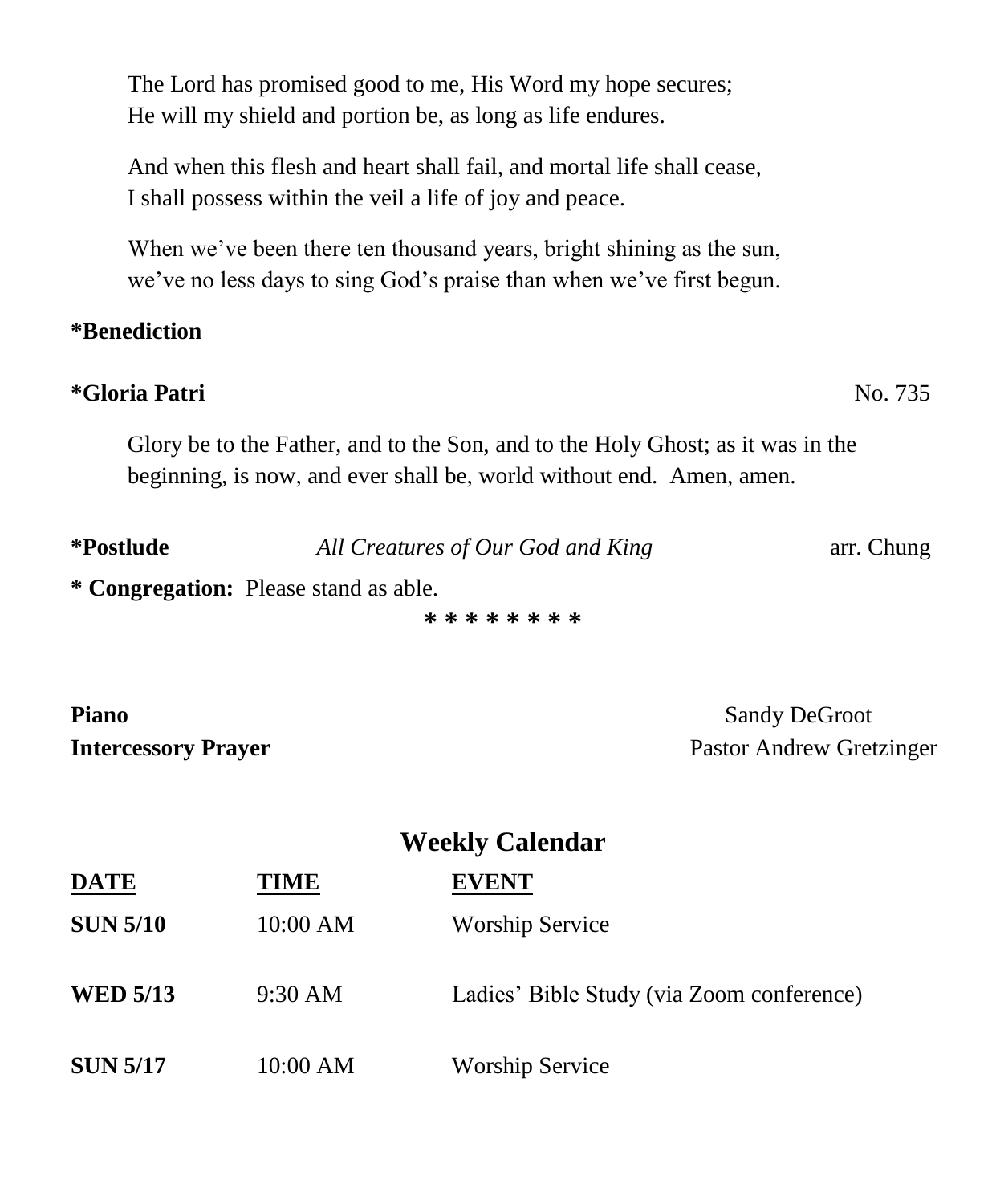The Lord has promised good to me, His Word my hope secures;
He will my shield and portion be, as long as life endures.

And when this flesh and heart shall fail, and mortal life shall cease,
I shall possess within the veil a life of joy and peace.

When we've been there ten thousand years, bright shining as the sun,
we've no less days to sing God's praise than when we've first begun.

**\*Benediction**

**\*Gloria Patri** No. 735

Glory be to the Father, and to the Son, and to the Holy Ghost; as it was in the beginning, is now, and ever shall be, world without end. Amen, amen.

**\*Postlude** *All Creatures of Our God and King* arr. Chung

**\* Congregation:** Please stand as able.

**\* \* \* \* \* \* \* \***

**Piano** Sandy DeGroot
**Intercessory Prayer** Pastor Andrew Gretzinger

## Weekly Calendar

| DATE | TIME | EVENT |
|---|---|---|
| **SUN 5/10** | 10:00 AM | Worship Service |
| **WED 5/13** | 9:30 AM | Ladies' Bible Study (via Zoom conference) |
| **SUN 5/17** | 10:00 AM | Worship Service |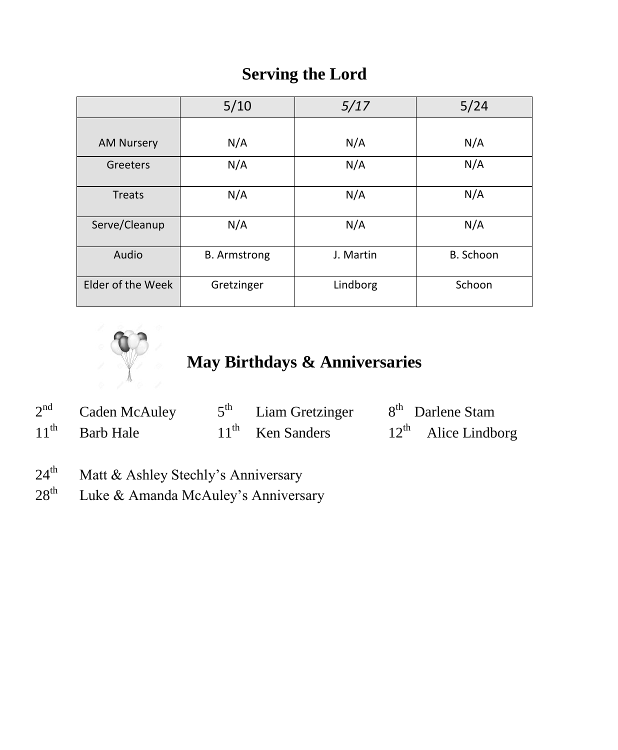## Serving the Lord

| | 5/10 | *5/17* | 5/24 |
|---|---|---|---|
| AM Nursery | N/A | N/A | N/A |
| Greeters | N/A | N/A | N/A |
| Treats | N/A | N/A | N/A |
| Serve/Cleanup | N/A | N/A | N/A |
| Audio | B. Armstrong | J. Martin | B. Schoon |
| Elder of the Week | Gretzinger | Lindborg | Schoon |

## May Birthdays & Anniversaries

2nd Caden McAuley
5th Liam Gretzinger
8th Darlene Stam
11th Barb Hale
11th Ken Sanders
12th Alice Lindborg

24th Matt & Ashley Stechly's Anniversary
28th Luke & Amanda McAuley's Anniversary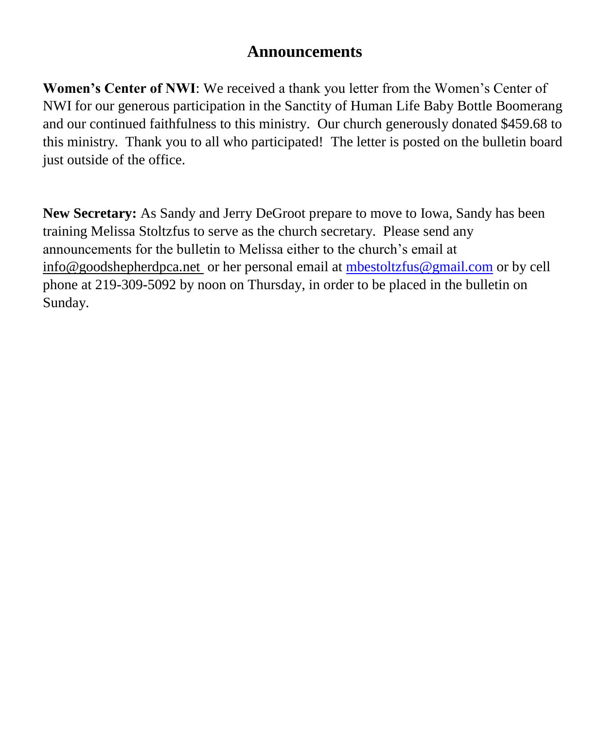# Announcements

**Women's Center of NWI**: We received a thank you letter from the Women's Center of NWI for our generous participation in the Sanctity of Human Life Baby Bottle Boomerang and our continued faithfulness to this ministry. Our church generously donated $459.68 to this ministry. Thank you to all who participated! The letter is posted on the bulletin board just outside of the office.

**New Secretary:** As Sandy and Jerry DeGroot prepare to move to Iowa, Sandy has been training Melissa Stoltzfus to serve as the church secretary. Please send any announcements for the bulletin to Melissa either to the church's email at info@goodshepherdpca.net or her personal email at mbestoltzfus@gmail.com or by cell phone at 219-309-5092 by noon on Thursday, in order to be placed in the bulletin on Sunday.